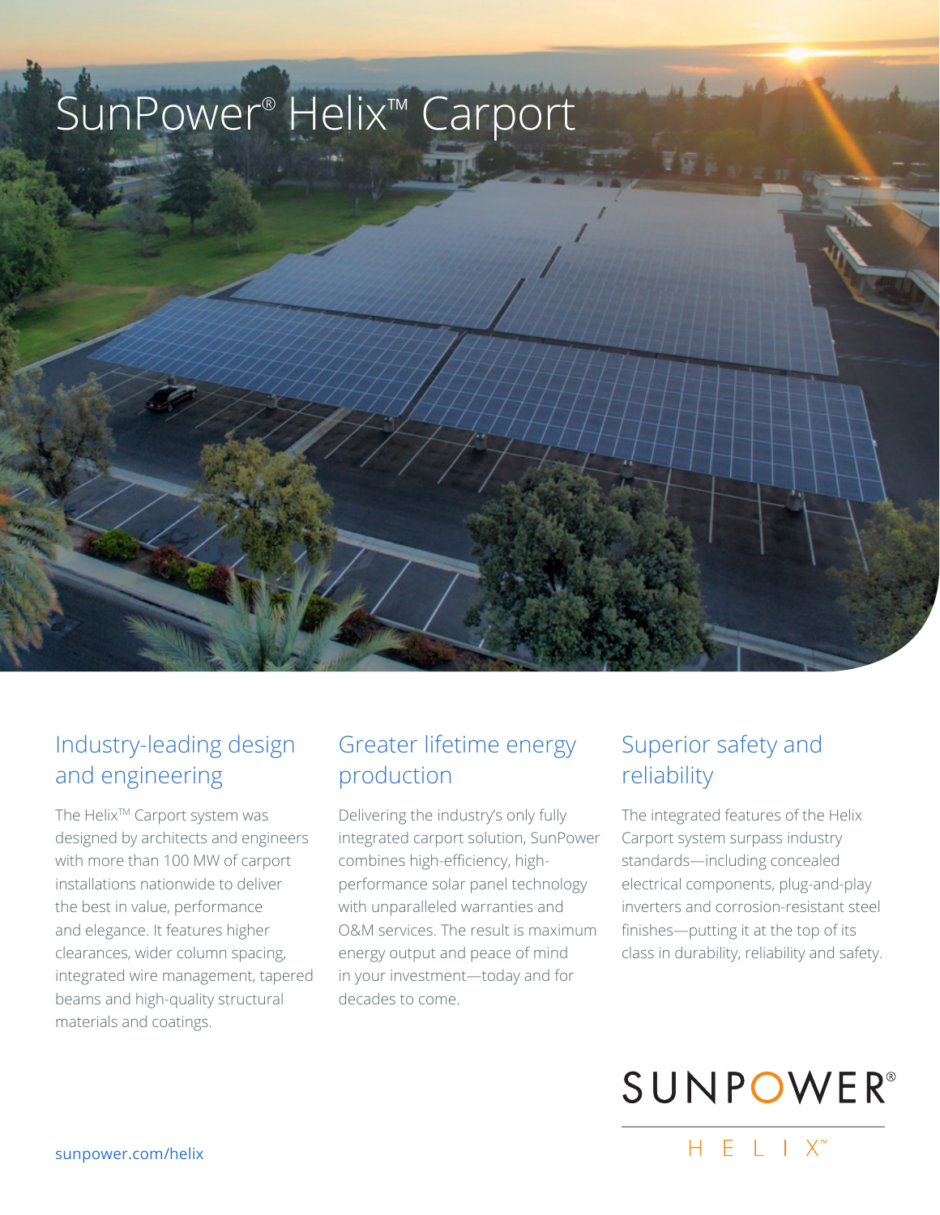# SunPower® Helix™ Carport

## Industry-leading design and engineering

The Helix™ Carport system was designed by architects and engineers with more than 100 MW of carport installations nationwide to deliver the best in value, performance and elegance. It features higher clearances, wider column spacing, integrated wire management, tapered beams and high-quality structural materials and coatings.

## Greater lifetime energy production

Delivering the industry's only fully integrated carport solution, SunPower combines high-efficiency, high-performance solar panel technology with unparalleled warranties and O&M services. The result is maximum energy output and peace of mind in your investment—today and for decades to come.

## Superior safety and reliability

The integrated features of the Helix Carport system surpass industry standards—including concealed electrical components, plug-and-play inverters and corrosion-resistant steel finishes—putting it at the top of its class in durability, reliability and safety.

SUNPOWER®

HELIX™

sunpower.com/helix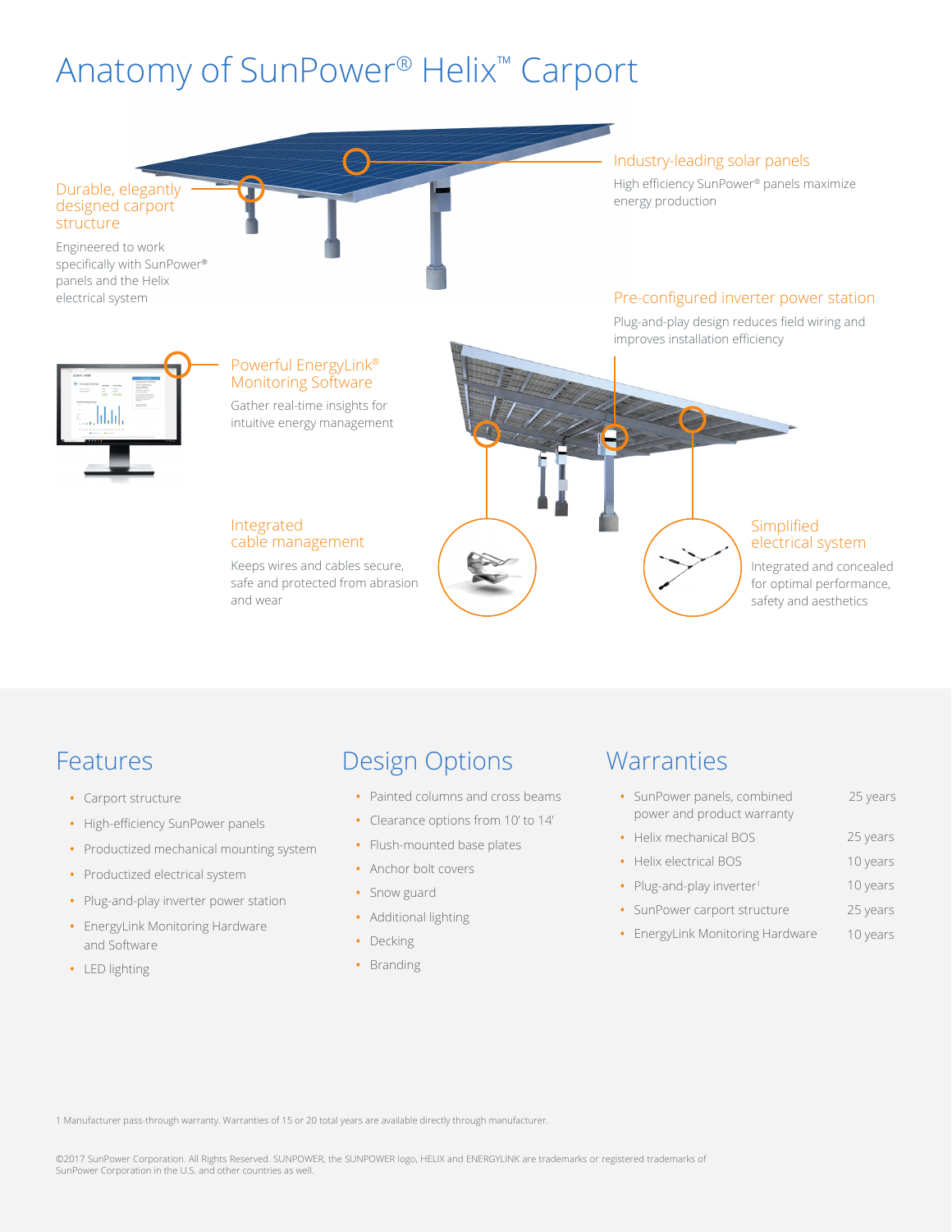# Anatomy of SunPower® Helix™ Carport

### Durable, elegantly designed carport structure

Engineered to work specifically with SunPower® panels and the Helix electrical system

### Industry-leading solar panels

High efficiency SunPower® panels maximize energy production

### Pre-configured inverter power station

Plug-and-play design reduces field wiring and improves installation efficiency

### Powerful EnergyLink® Monitoring Software

Gather real-time insights for intuitive energy management

### Integrated cable management

Keeps wires and cables secure, safe and protected from abrasion and wear

### Simplified electrical system

Integrated and concealed for optimal performance, safety and aesthetics

## Features

- Carport structure
- High-efficiency SunPower panels
- Productized mechanical mounting system
- Productized electrical system
- Plug-and-play inverter power station
- EnergyLink Monitoring Hardware and Software
- LED lighting

## Design Options

- Painted columns and cross beams
- Clearance options from 10′ to 14′
- Flush-mounted base plates
- Anchor bolt covers
- Snow guard
- Additional lighting
- Decking
- Branding

## Warranties

| | |
|---|---|
| SunPower panels, combined power and product warranty | 25 years |
| Helix mechanical BOS | 25 years |
| Helix electrical BOS | 10 years |
| Plug-and-play inverter[1] | 10 years |
| SunPower carport structure | 25 years |
| EnergyLink Monitoring Hardware | 10 years |

1 Manufacturer pass-through warranty. Warranties of 15 or 20 total years are available directly through manufacturer.

©2017 SunPower Corporation. All Rights Reserved. SUNPOWER, the SUNPOWER logo, HELIX and ENERGYLINK are trademarks or registered trademarks of SunPower Corporation in the U.S. and other countries as well.